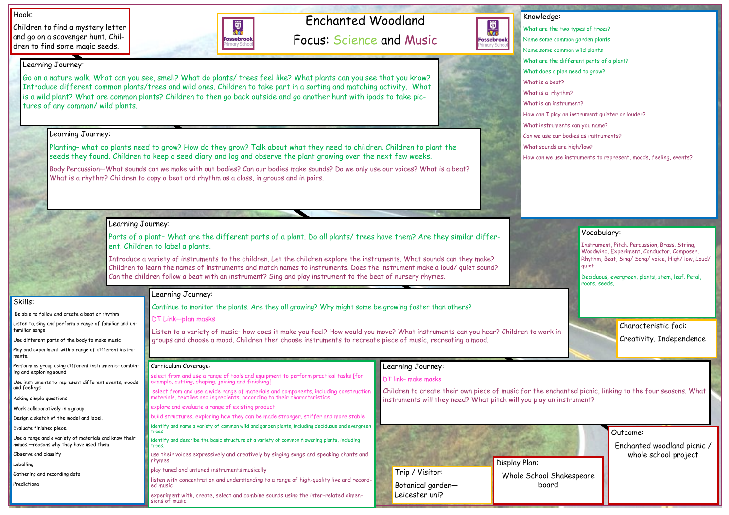# Enchanted Woodland

## Focus: Science and Music

### Hook:

Children to find a mystery letter and go on a scavenger hunt. Children to find some magic seeds.

### Learning Journey:

Go on a nature walk. What can you see, smell? What do plants/ trees feel like? What plants can you see that you know? Introduce different common plants/trees and wild ones. Children to take part in a sorting and matching activity. What is a wild plant? What are common plants? Children to then go back outside and go another hunt with ipads to take pictures of any common/ wild plants.

### Learning Journey:

Planting– what do plants need to grow? How do they grow? Talk about what they need to children. Children to plant the seeds they found. Children to keep a seed diary and log and observe the plant growing over the next few weeks.

Body Percussion—What sounds can we make with out bodies? Can our bodies make sounds? Do we only use our voices? What is a beat? What is a rhythm? Children to copy a beat and rhythm as a class, in groups and in pairs.

### Learning Journey:

Parts of a plant– What are the different parts of a plant. Do all plants/ trees have them? Are they similar different. Children to label a plants.

Introduce a variety of instruments to the children. Let the children explore the instruments. What sounds can they make? Children to learn the names of instruments and match names to instruments. Does the instrument make a loud/ quiet sound? Can the children follow a beat with an instrument? Sing and play instrument to the beat of nursery rhymes.

### Learning Journey:

Continue to monitor the plants. Are they all growing? Why might some be growing faster than others?

DT Link—plan masks

Listen to a variety of music– how does it make you feel? How would you move? What instruments can you hear? Children to work in groups and choose a mood. Children then choose instruments to recreate piece of music, recreating a mood.

### Learning Journey:

DT link– make masks

Children to create their own piece of music for the enchanted picnic, linking to the four seasons. What instruments will they need? What pitch will you play an instrument?

### Knowledge:

- What are the two types of trees?
- Name some common garden plants
- Name some common wild plants
- What are the different parts of a plant?
- What does a plan need to grow?
- What is a beat?
- What is a rhythm?
- What is an instrument?
- How can I play an instrument quieter or louder?
- What instruments can you name?
- Can we use our bodies as instruments?
- What sounds are high/low?
- How can we use instruments to represent, moods, feeling, events?

### Vocabulary:

Instrument, Pitch. Percussion, Brass. String, Woodwind, Experiment, Conductor. Composer, Rhythm, Beat, Sing/ Song/ voice, High/ low, Loud/ quiet

Deciduous, evergreen, plants, stem, leaf. Petal, roots, seeds,

### Characteristic foci:

Creativity. Independence

### Skills:

- Be able to follow and create a beat or rhythm
- Listen to, sing and perform a range of familiar and unfamiliar songs
- Use different parts of the body to make music
- Play and experiment with a range of different instruments.
- Perform as group using different instruments- combining and exploring sound
- Use instruments to represent different events, moods and feelings
- Asking simple questions
- Work collaboratively in a group.
- Design a sketch of the model and label.
- Evaluate finished piece.
- Use a range and a variety of materials and know their names.—reasons why they have used them
- Observe and classify
- Labelling
- Gathering and recording data
- Predictiona

### Curriculum Coverage:

- select from and use a range of tools and equipment to perform practical tasks [for example, cutting, shaping, joining and finishing]
- select from and use a wide range of materials and components, including construction materials, textiles and ingredients, according to their characteristics
- explore and evaluate a range of existing product
- build structures, exploring how they can be made stronger, stiffer and more stable
- identify and name a variety of common wild and garden plants, including deciduous and evergreen trees
- identify and describe the basic structure of a variety of common flowering plants, including trees.
- use their voices expressively and creatively by singing songs and speaking chants and rhymes
- play tuned and untuned instruments musically
- listen with concentration and understanding to a range of high-quality live and recorded music
- experiment with, create, select and combine sounds using the inter-related dimensions of music

### Trip / Visitor:

Botanical garden—Leicester uni?

### Display Plan:

Whole School Shakespeare board

### Outcome:

Enchanted woodland picnic / whole school project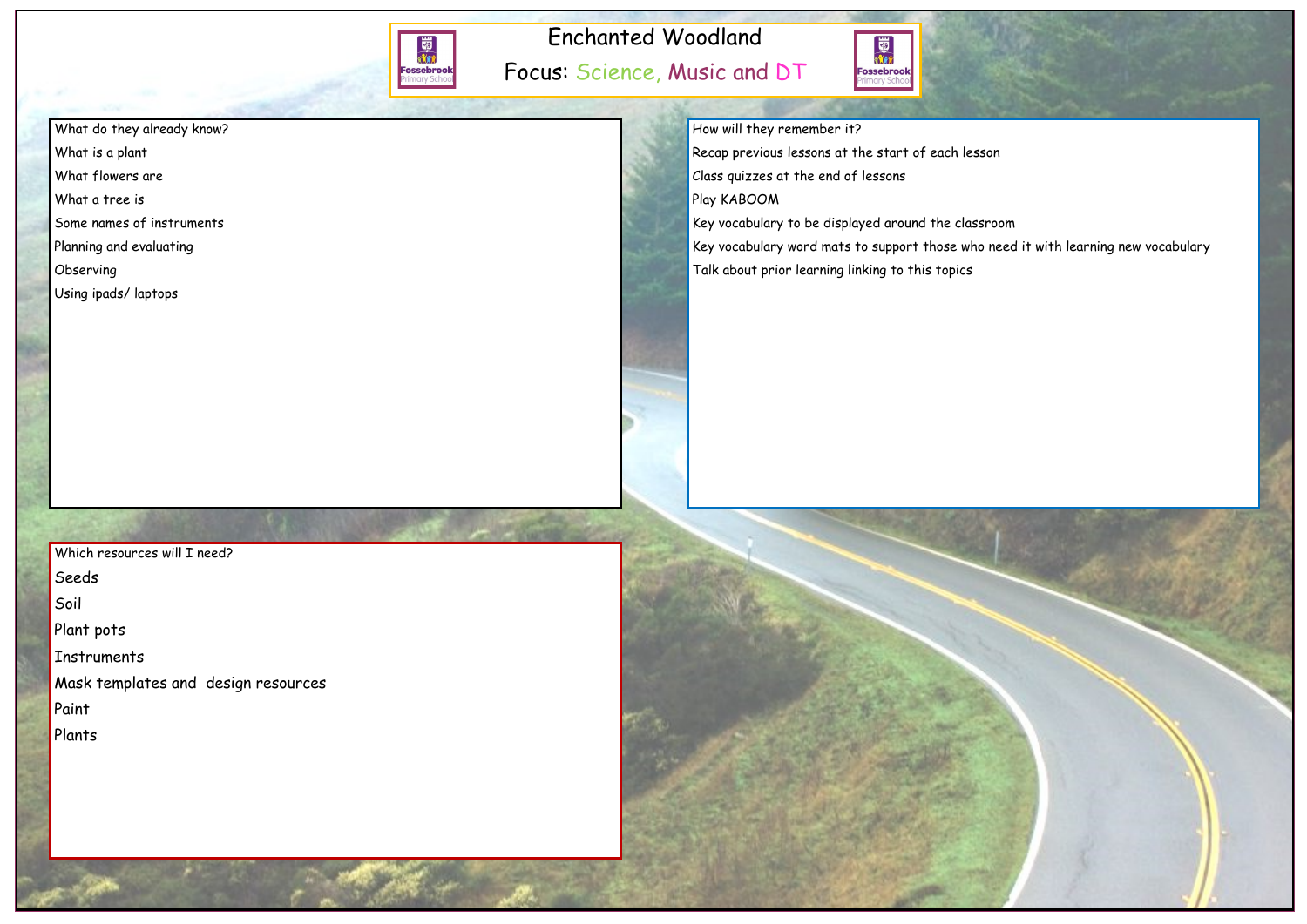# Enchanted Woodland

## Focus: Science, Music and DT

### What do they already know?

What is a plant

What flowers are

What a tree is

Some names of instruments

Planning and evaluating

Observing

Using ipads/ laptops

### How will they remember it?

Recap previous lessons at the start of each lesson

Class quizzes at the end of lessons

Play KABOOM

Key vocabulary to be displayed around the classroom

Key vocabulary word mats to support those who need it with learning new vocabulary

Talk about prior learning linking to this topics

### Which resources will I need?

Seeds

Soil

Plant pots

Instruments

Mask templates and design resources

Paint

Plants